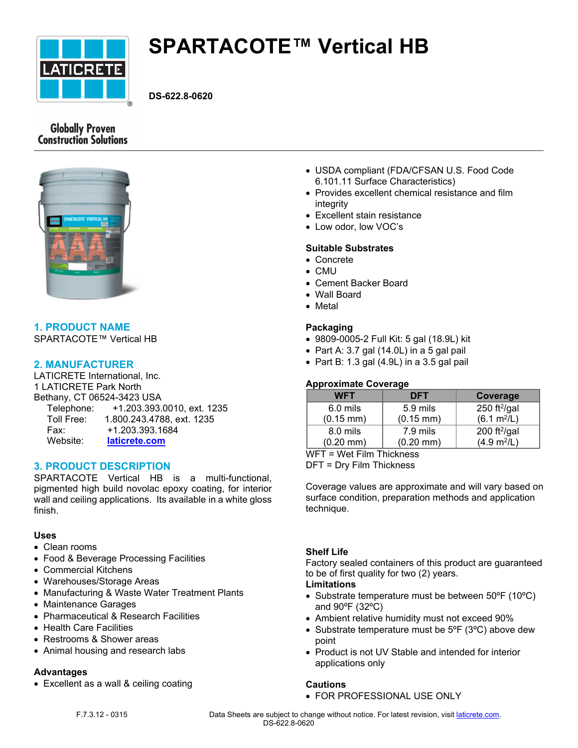# SPARTACOTE™ Vertical HB

**DS-622.8-0620**

Globally Proven Construction Solutions

## 1. PRODUCT NAME

SPARTACOTE™ Vertical HB

## 2. MANUFACTURER

LATICRETE International, Inc.
1 LATICRETE Park North
Bethany, CT 06524-3423 USA

Telephone: +1.203.393.0010, ext. 1235
Toll Free: 1.800.243.4788, ext. 1235
Fax: +1.203.393.1684
Website: laticrete.com

## 3. PRODUCT DESCRIPTION

SPARTACOTE Vertical HB is a multi-functional, pigmented high build novolac epoxy coating, for interior wall and ceiling applications. Its available in a white gloss finish.

**Uses**

- Clean rooms
- Food & Beverage Processing Facilities
- Commercial Kitchens
- Warehouses/Storage Areas
- Manufacturing & Waste Water Treatment Plants
- Maintenance Garages
- Pharmaceutical & Research Facilities
- Health Care Facilities
- Restrooms & Shower areas
- Animal housing and research labs

**Advantages**

- Excellent as a wall & ceiling coating
- USDA compliant (FDA/CFSAN U.S. Food Code 6.101.11 Surface Characteristics)
- Provides excellent chemical resistance and film integrity
- Excellent stain resistance
- Low odor, low VOC's

**Suitable Substrates**

- Concrete
- CMU
- Cement Backer Board
- Wall Board
- Metal

**Packaging**

- 9809-0005-2 Full Kit: 5 gal (18.9L) kit
- Part A: 3.7 gal (14.0L) in a 5 gal pail
- Part B: 1.3 gal (4.9L) in a 3.5 gal pail

**Approximate Coverage**

| WFT | DFT | Coverage |
|---|---|---|
| 6.0 mils (0.15 mm) | 5.9 mils (0.15 mm) | 250 ft²/gal (6.1 m²/L) |
| 8.0 mils (0.20 mm) | 7.9 mils (0.20 mm) | 200 ft²/gal (4.9 m²/L) |

WFT = Wet Film Thickness
DFT = Dry Film Thickness

Coverage values are approximate and will vary based on surface condition, preparation methods and application technique.

**Shelf Life**

Factory sealed containers of this product are guaranteed to be of first quality for two (2) years.

**Limitations**

- Substrate temperature must be between 50ºF (10ºC) and 90ºF (32ºC)
- Ambient relative humidity must not exceed 90%
- Substrate temperature must be 5ºF (3ºC) above dew point
- Product is not UV Stable and intended for interior applications only

**Cautions**

- FOR PROFESSIONAL USE ONLY

F.7.3.12 - 0315

Data Sheets are subject to change without notice. For latest revision, visit laticrete.com.
DS-622.8-0620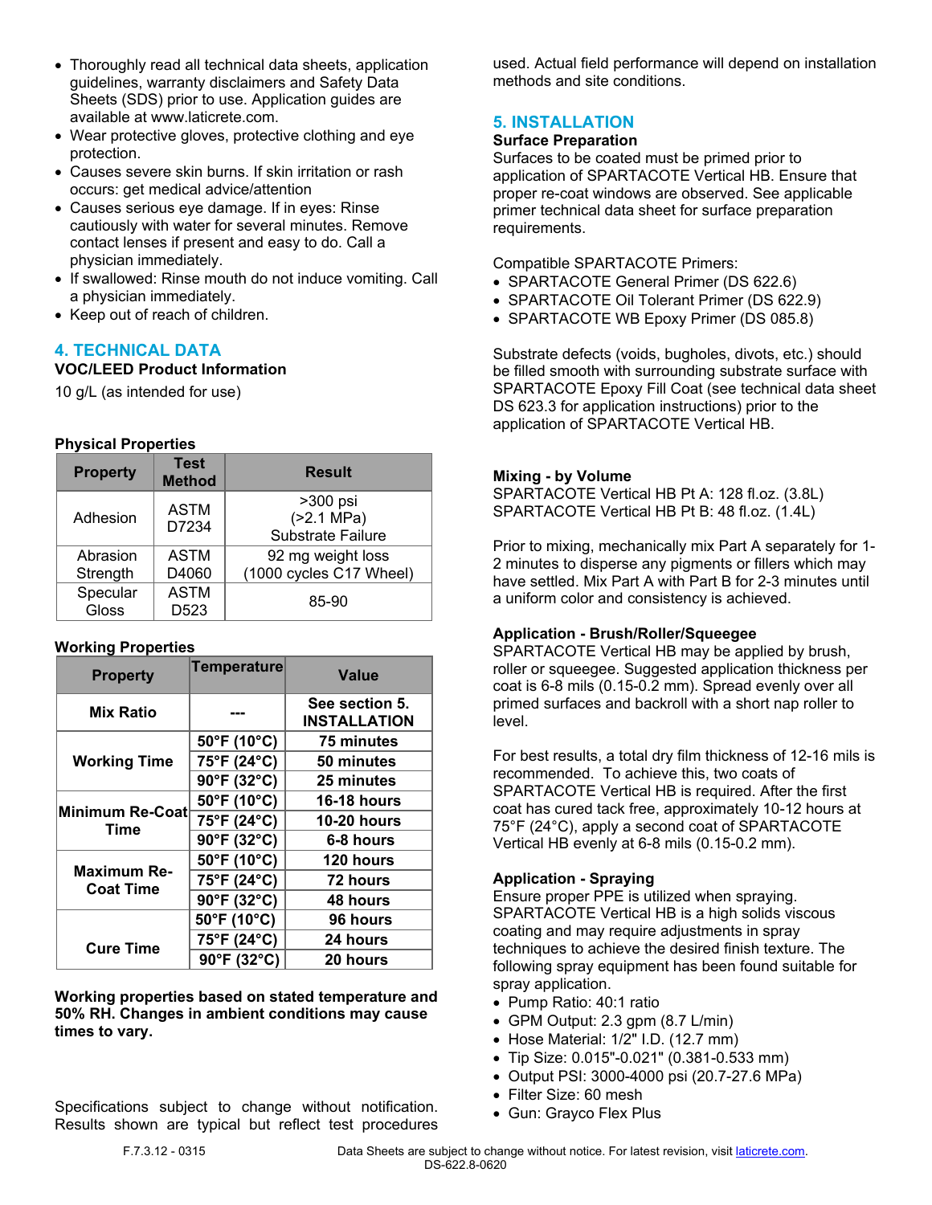- Thoroughly read all technical data sheets, application guidelines, warranty disclaimers and Safety Data Sheets (SDS) prior to use. Application guides are available at www.laticrete.com.
- Wear protective gloves, protective clothing and eye protection.
- Causes severe skin burns. If skin irritation or rash occurs: get medical advice/attention
- Causes serious eye damage. If in eyes: Rinse cautiously with water for several minutes. Remove contact lenses if present and easy to do. Call a physician immediately.
- If swallowed: Rinse mouth do not induce vomiting. Call a physician immediately.
- Keep out of reach of children.

## 4. TECHNICAL DATA

**VOC/LEED Product Information**

10 g/L (as intended for use)

**Physical Properties**

| Property | Test Method | Result |
|---|---|---|
| Adhesion | ASTM D7234 | >300 psi (>2.1 MPa) Substrate Failure |
| Abrasion Strength | ASTM D4060 | 92 mg weight loss (1000 cycles C17 Wheel) |
| Specular Gloss | ASTM D523 | 85-90 |

**Working Properties**

| Property | Temperature | Value |
|---|---|---|
| **Mix Ratio** | --- | **See section 5. INSTALLATION** |
| **Working Time** | **50°F (10°C)** | **75 minutes** |
| | **75°F (24°C)** | **50 minutes** |
| | **90°F (32°C)** | **25 minutes** |
| **Minimum Re-Coat Time** | **50°F (10°C)** | **16-18 hours** |
| | **75°F (24°C)** | **10-20 hours** |
| | **90°F (32°C)** | **6-8 hours** |
| **Maximum Re-Coat Time** | **50°F (10°C)** | **120 hours** |
| | **75°F (24°C)** | **72 hours** |
| | **90°F (32°C)** | **48 hours** |
| **Cure Time** | **50°F (10°C)** | **96 hours** |
| | **75°F (24°C)** | **24 hours** |
| | **90°F (32°C)** | **20 hours** |

**Working properties based on stated temperature and 50% RH. Changes in ambient conditions may cause times to vary.**

Specifications subject to change without notification. Results shown are typical but reflect test procedures used. Actual field performance will depend on installation methods and site conditions.

## 5. INSTALLATION

**Surface Preparation**

Surfaces to be coated must be primed prior to application of SPARTACOTE Vertical HB. Ensure that proper re-coat windows are observed. See applicable primer technical data sheet for surface preparation requirements.

Compatible SPARTACOTE Primers:

- SPARTACOTE General Primer (DS 622.6)
- SPARTACOTE Oil Tolerant Primer (DS 622.9)
- SPARTACOTE WB Epoxy Primer (DS 085.8)

Substrate defects (voids, bugholes, divots, etc.) should be filled smooth with surrounding substrate surface with SPARTACOTE Epoxy Fill Coat (see technical data sheet DS 623.3 for application instructions) prior to the application of SPARTACOTE Vertical HB.

**Mixing - by Volume**

SPARTACOTE Vertical HB Pt A: 128 fl.oz. (3.8L)
SPARTACOTE Vertical HB Pt B: 48 fl.oz. (1.4L)

Prior to mixing, mechanically mix Part A separately for 1-2 minutes to disperse any pigments or fillers which may have settled. Mix Part A with Part B for 2-3 minutes until a uniform color and consistency is achieved.

**Application - Brush/Roller/Squeegee**

SPARTACOTE Vertical HB may be applied by brush, roller or squeegee. Suggested application thickness per coat is 6-8 mils (0.15-0.2 mm). Spread evenly over all primed surfaces and backroll with a short nap roller to level.

For best results, a total dry film thickness of 12-16 mils is recommended. To achieve this, two coats of SPARTACOTE Vertical HB is required. After the first coat has cured tack free, approximately 10-12 hours at 75°F (24°C), apply a second coat of SPARTACOTE Vertical HB evenly at 6-8 mils (0.15-0.2 mm).

**Application - Spraying**

Ensure proper PPE is utilized when spraying. SPARTACOTE Vertical HB is a high solids viscous coating and may require adjustments in spray techniques to achieve the desired finish texture. The following spray equipment has been found suitable for spray application.

- Pump Ratio: 40:1 ratio
- GPM Output: 2.3 gpm (8.7 L/min)
- Hose Material: 1/2" I.D. (12.7 mm)
- Tip Size: 0.015"-0.021" (0.381-0.533 mm)
- Output PSI: 3000-4000 psi (20.7-27.6 MPa)
- Filter Size: 60 mesh
- Gun: Grayco Flex Plus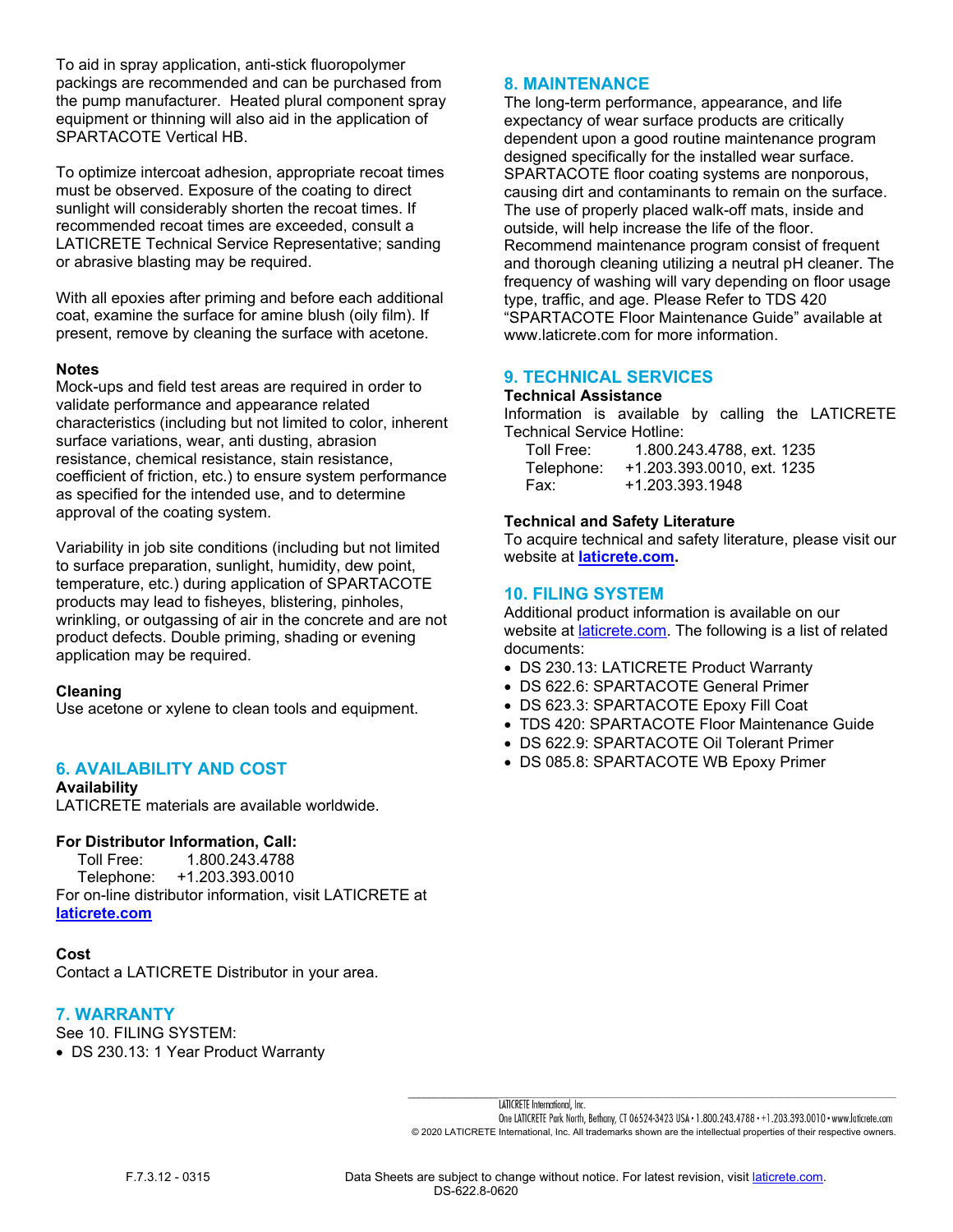To aid in spray application, anti-stick fluoropolymer packings are recommended and can be purchased from the pump manufacturer. Heated plural component spray equipment or thinning will also aid in the application of SPARTACOTE Vertical HB.

To optimize intercoat adhesion, appropriate recoat times must be observed. Exposure of the coating to direct sunlight will considerably shorten the recoat times. If recommended recoat times are exceeded, consult a LATICRETE Technical Service Representative; sanding or abrasive blasting may be required.

With all epoxies after priming and before each additional coat, examine the surface for amine blush (oily film). If present, remove by cleaning the surface with acetone.

**Notes**

Mock-ups and field test areas are required in order to validate performance and appearance related characteristics (including but not limited to color, inherent surface variations, wear, anti dusting, abrasion resistance, chemical resistance, stain resistance, coefficient of friction, etc.) to ensure system performance as specified for the intended use, and to determine approval of the coating system.

Variability in job site conditions (including but not limited to surface preparation, sunlight, humidity, dew point, temperature, etc.) during application of SPARTACOTE products may lead to fisheyes, blistering, pinholes, wrinkling, or outgassing of air in the concrete and are not product defects. Double priming, shading or evening application may be required.

**Cleaning**

Use acetone or xylene to clean tools and equipment.

## 6. AVAILABILITY AND COST

**Availability**

LATICRETE materials are available worldwide.

**For Distributor Information, Call:**

Toll Free: 1.800.243.4788
Telephone: +1.203.393.0010

For on-line distributor information, visit LATICRETE at **laticrete.com**

**Cost**

Contact a LATICRETE Distributor in your area.

## 7. WARRANTY

See 10. FILING SYSTEM:

- DS 230.13: 1 Year Product Warranty

## 8. MAINTENANCE

The long-term performance, appearance, and life expectancy of wear surface products are critically dependent upon a good routine maintenance program designed specifically for the installed wear surface. SPARTACOTE floor coating systems are nonporous, causing dirt and contaminants to remain on the surface. The use of properly placed walk-off mats, inside and outside, will help increase the life of the floor. Recommend maintenance program consist of frequent and thorough cleaning utilizing a neutral pH cleaner. The frequency of washing will vary depending on floor usage type, traffic, and age. Please Refer to TDS 420 "SPARTACOTE Floor Maintenance Guide" available at www.laticrete.com for more information.

## 9. TECHNICAL SERVICES

**Technical Assistance**

Information is available by calling the LATICRETE Technical Service Hotline:

Toll Free: 1.800.243.4788, ext. 1235
Telephone: +1.203.393.0010, ext. 1235
Fax: +1.203.393.1948

**Technical and Safety Literature**

To acquire technical and safety literature, please visit our website at **laticrete.com.**

## 10. FILING SYSTEM

Additional product information is available on our website at laticrete.com. The following is a list of related documents:

- DS 230.13: LATICRETE Product Warranty
- DS 622.6: SPARTACOTE General Primer
- DS 623.3: SPARTACOTE Epoxy Fill Coat
- TDS 420: SPARTACOTE Floor Maintenance Guide
- DS 622.9: SPARTACOTE Oil Tolerant Primer
- DS 085.8: SPARTACOTE WB Epoxy Primer

LATICRETE International, Inc.
One LATICRETE Park North, Bethany, CT 06524-3423 USA • 1.800.243.4788 • +1.203.393.0010 • www.laticrete.com
© 2020 LATICRETE International, Inc. All trademarks shown are the intellectual properties of their respective owners.

F.7.3.12 - 0315

Data Sheets are subject to change without notice. For latest revision, visit laticrete.com.
DS-622.8-0620